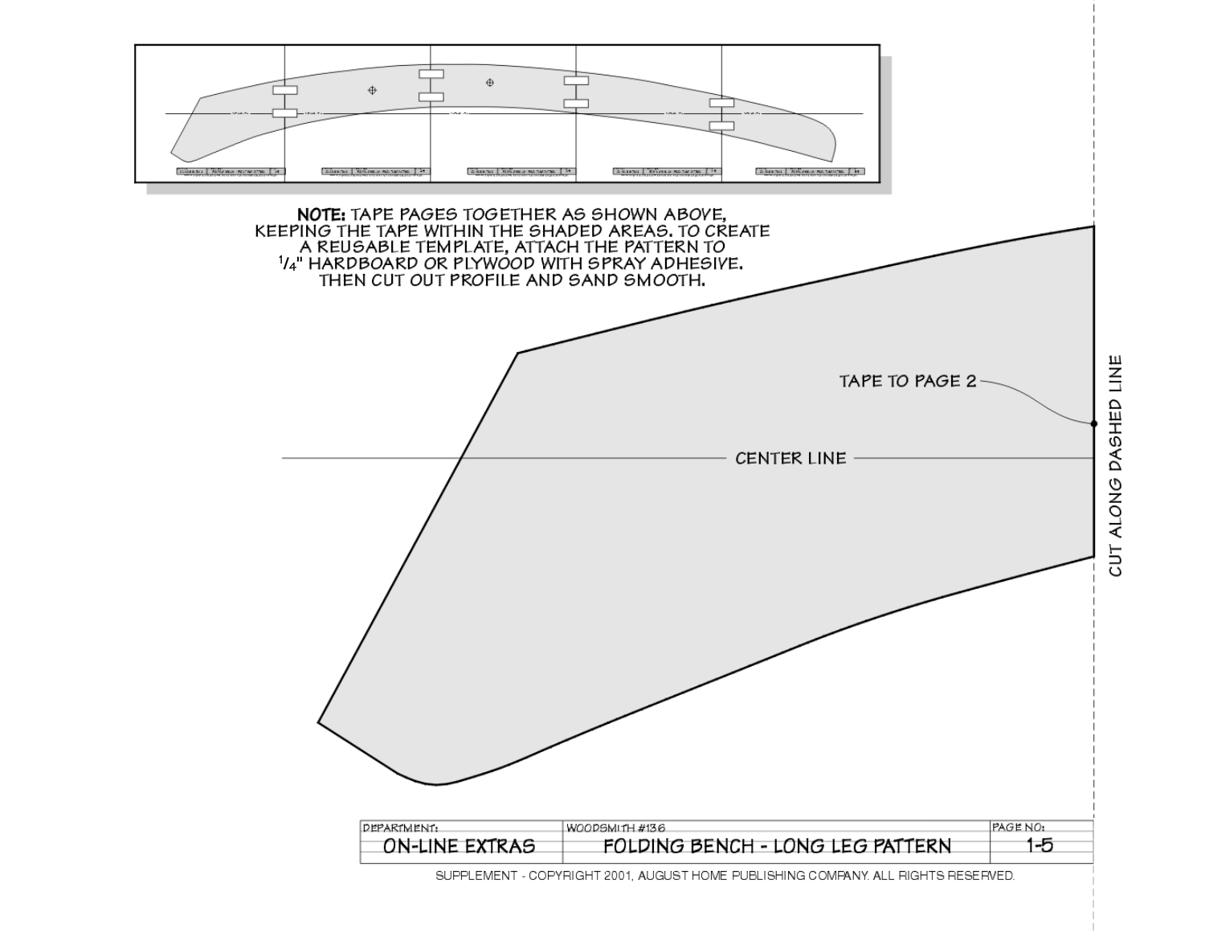**NOTE:** TAPE PAGES TOGETHER AS SHOWN ABOVE, KEEPING THE TAPE WITHIN THE SHADED AREAS. TO CREATE A REUSABLE TEMPLATE, ATTACH THE PATTERN TO 1/4" HARDBOARD OR PLYWOOD WITH SPRAY ADHESIVE. THEN CUT OUT PROFILE AND SAND SMOOTH.

TAPE TO PAGE 2

CENTER LINE

CUT ALONG DASHED LINE

| DEPARTMENT: | WOODSMITH #136 | PAGE NO: |
|---|---|---|
| ON-LINE EXTRAS | FOLDING BENCH - LONG LEG PATTERN | 1-5 |

SUPPLEMENT - COPYRIGHT 2001, AUGUST HOME PUBLISHING COMPANY. ALL RIGHTS RESERVED.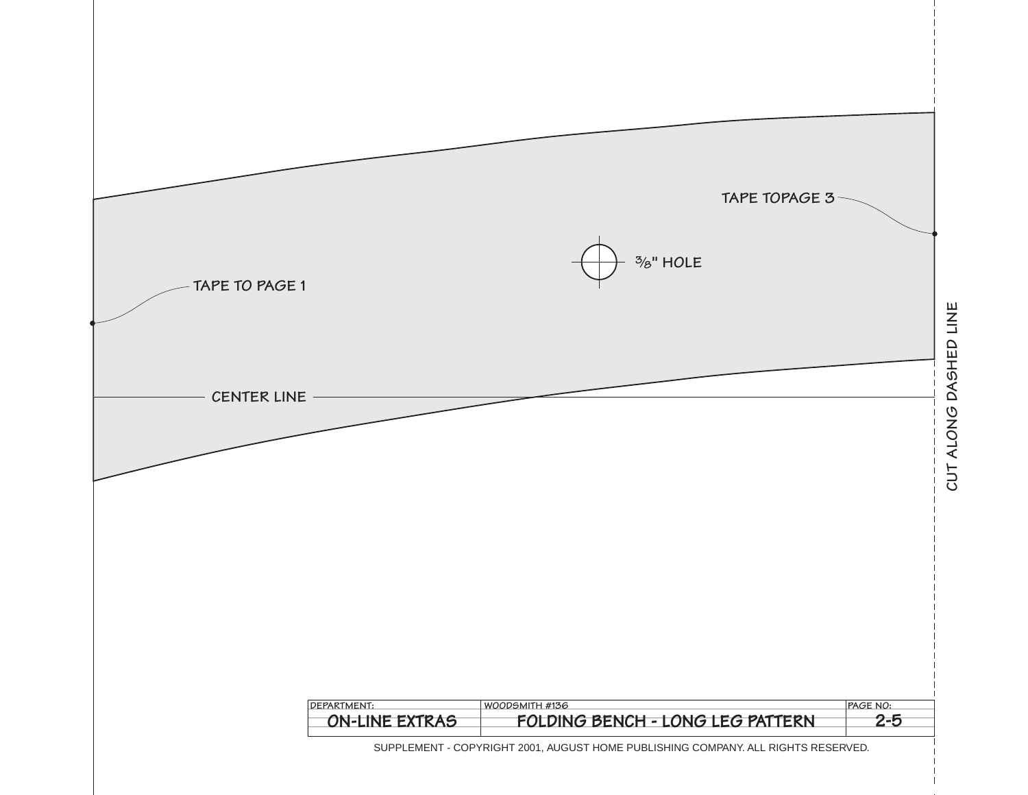TAPE TOPAGE 3

$\frac{3}{8}$" HOLE

TAPE TO PAGE 1

CENTER LINE

CUT ALONG DASHED LINE

| DEPARTMENT: | WOODSMITH #136 | PAGE NO: |
| --- | --- | --- |
| ON-LINE EXTRAS | FOLDING BENCH - LONG LEG PATTERN | 2-5 |

SUPPLEMENT - COPYRIGHT 2001, AUGUST HOME PUBLISHING COMPANY. ALL RIGHTS RESERVED.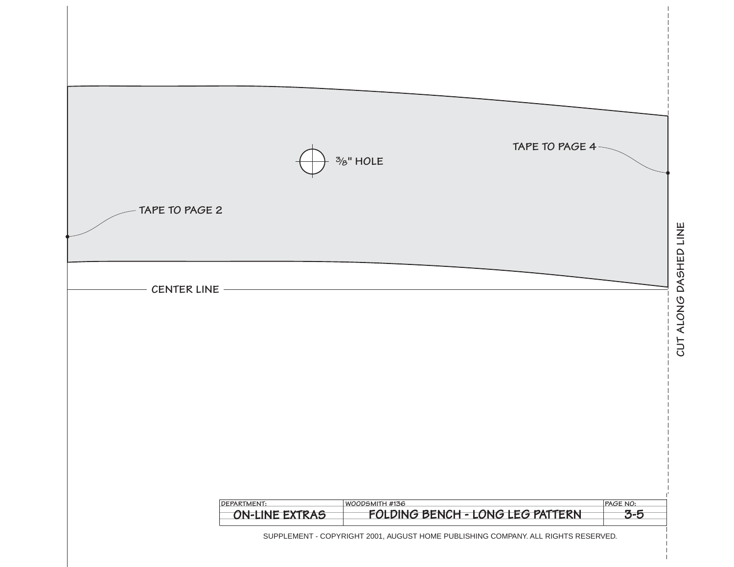TAPE TO PAGE 4

3/8" HOLE

TAPE TO PAGE 2

CENTER LINE

CUT ALONG DASHED LINE

| DEPARTMENT: | WOODSMITH #136 | PAGE NO: |
| --- | --- | --- |
| ON-LINE EXTRAS | FOLDING BENCH - LONG LEG PATTERN | 3-5 |

SUPPLEMENT - COPYRIGHT 2001, AUGUST HOME PUBLISHING COMPANY. ALL RIGHTS RESERVED.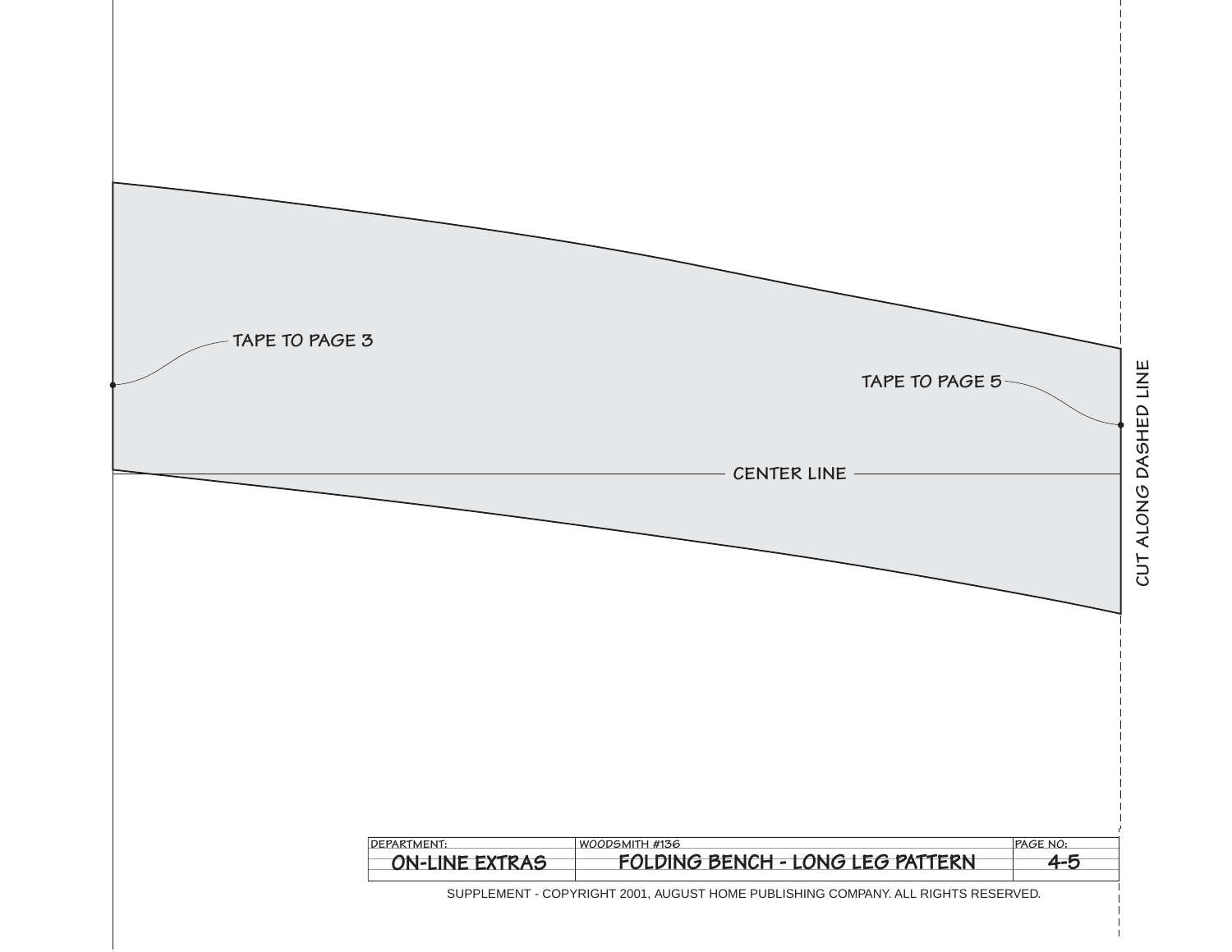TAPE TO PAGE 3

TAPE TO PAGE 5

CENTER LINE

CUT ALONG DASHED LINE

| DEPARTMENT: | WOODSMITH #136 | PAGE NO: |
| --- | --- | --- |
| ON-LINE EXTRAS | FOLDING BENCH - LONG LEG PATTERN | 4-5 |

SUPPLEMENT - COPYRIGHT 2001, AUGUST HOME PUBLISHING COMPANY. ALL RIGHTS RESERVED.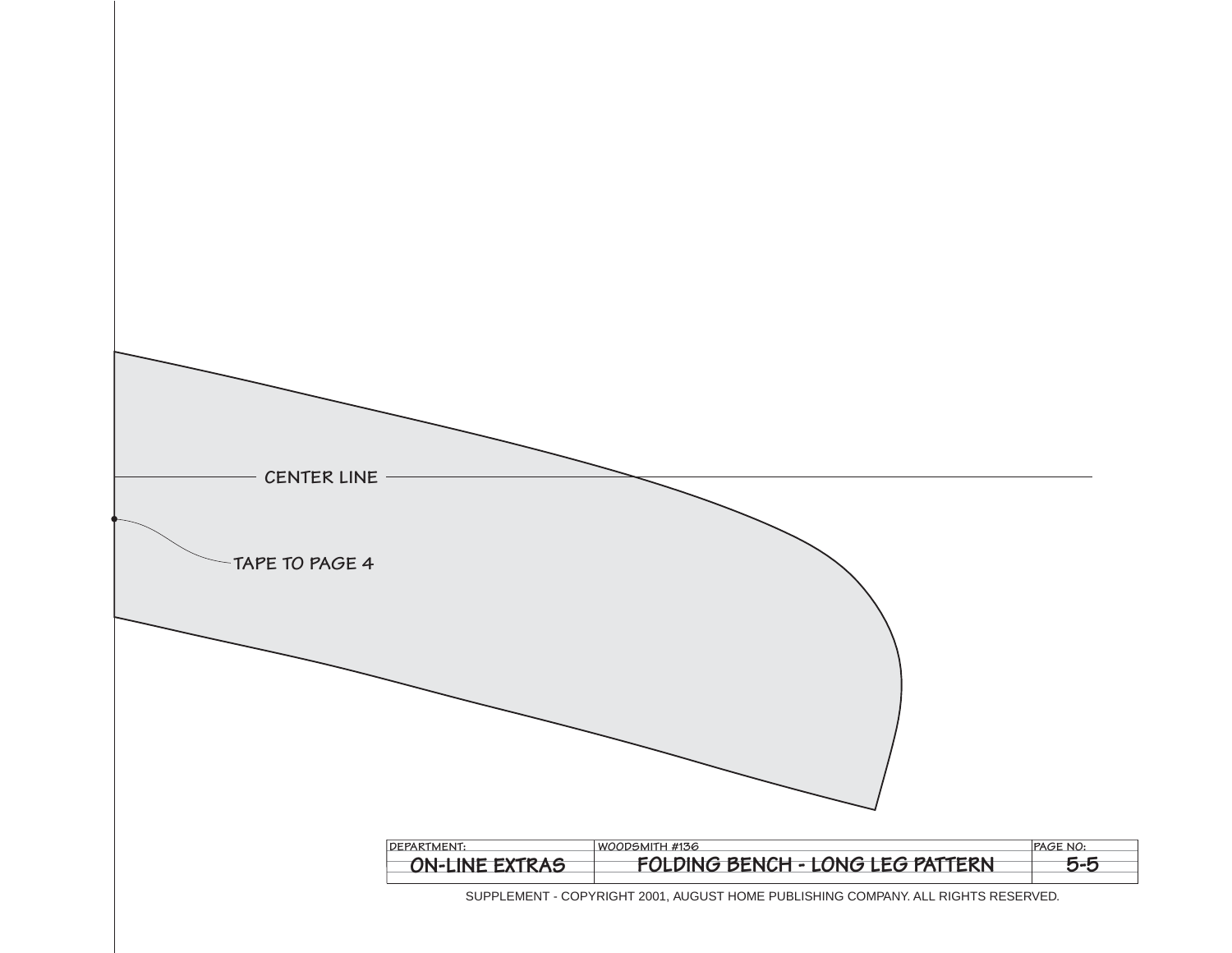CENTER LINE

TAPE TO PAGE 4

| DEPARTMENT: | WOODSMITH #136 | PAGE NO: |
| --- | --- | --- |
| ON-LINE EXTRAS | FOLDING BENCH - LONG LEG PATTERN | 5-5 |

SUPPLEMENT - COPYRIGHT 2001, AUGUST HOME PUBLISHING COMPANY. ALL RIGHTS RESERVED.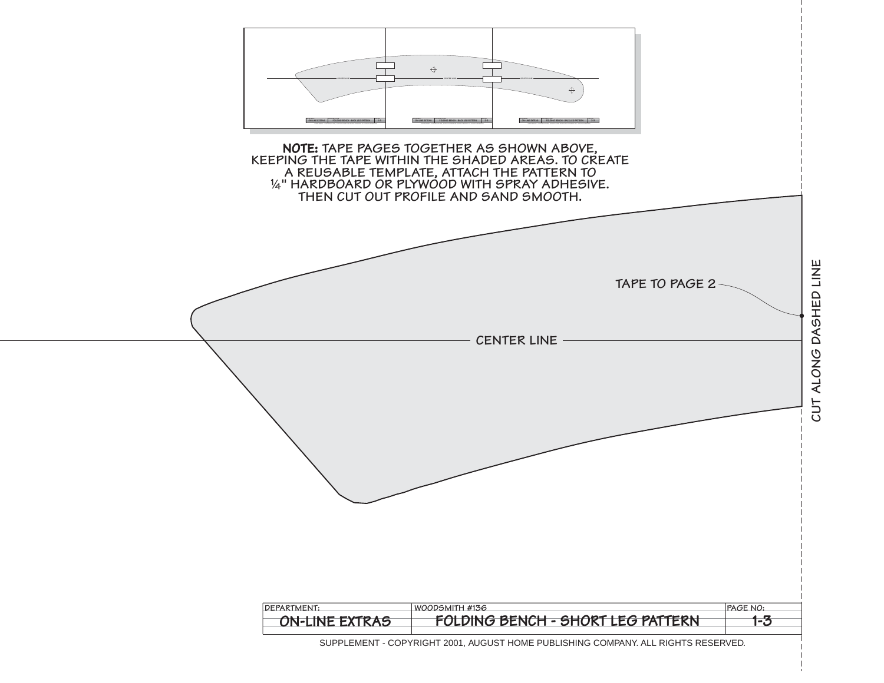**NOTE:** TAPE PAGES TOGETHER AS SHOWN ABOVE, KEEPING THE TAPE WITHIN THE SHADED AREAS. TO CREATE A REUSABLE TEMPLATE, ATTACH THE PATTERN TO ¼" HARDBOARD OR PLYWOOD WITH SPRAY ADHESIVE. THEN CUT OUT PROFILE AND SAND SMOOTH.

TAPE TO PAGE 2

CENTER LINE

CUT ALONG DASHED LINE

| DEPARTMENT: | WOODSMITH #136 | PAGE NO: |
| --- | --- | --- |
| ON-LINE EXTRAS | FOLDING BENCH - SHORT LEG PATTERN | 1-3 |

SUPPLEMENT - COPYRIGHT 2001, AUGUST HOME PUBLISHING COMPANY. ALL RIGHTS RESERVED.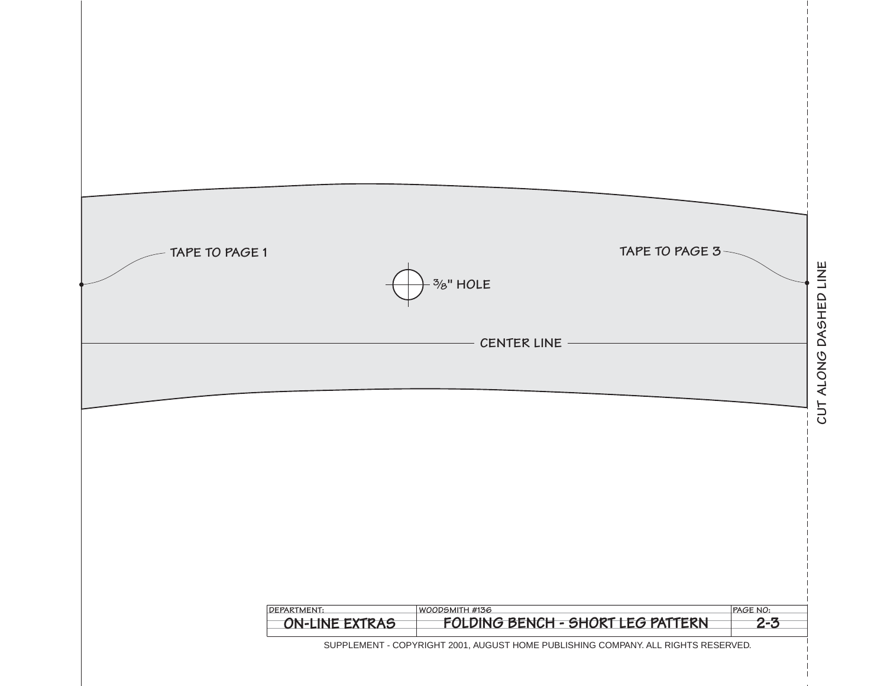TAPE TO PAGE 1

TAPE TO PAGE 3

3/8" HOLE

CENTER LINE

CUT ALONG DASHED LINE

| DEPARTMENT: | WOODSMITH #136 | PAGE NO: |
| --- | --- | --- |
| ON-LINE EXTRAS | FOLDING BENCH - SHORT LEG PATTERN | 2-3 |

SUPPLEMENT - COPYRIGHT 2001, AUGUST HOME PUBLISHING COMPANY. ALL RIGHTS RESERVED.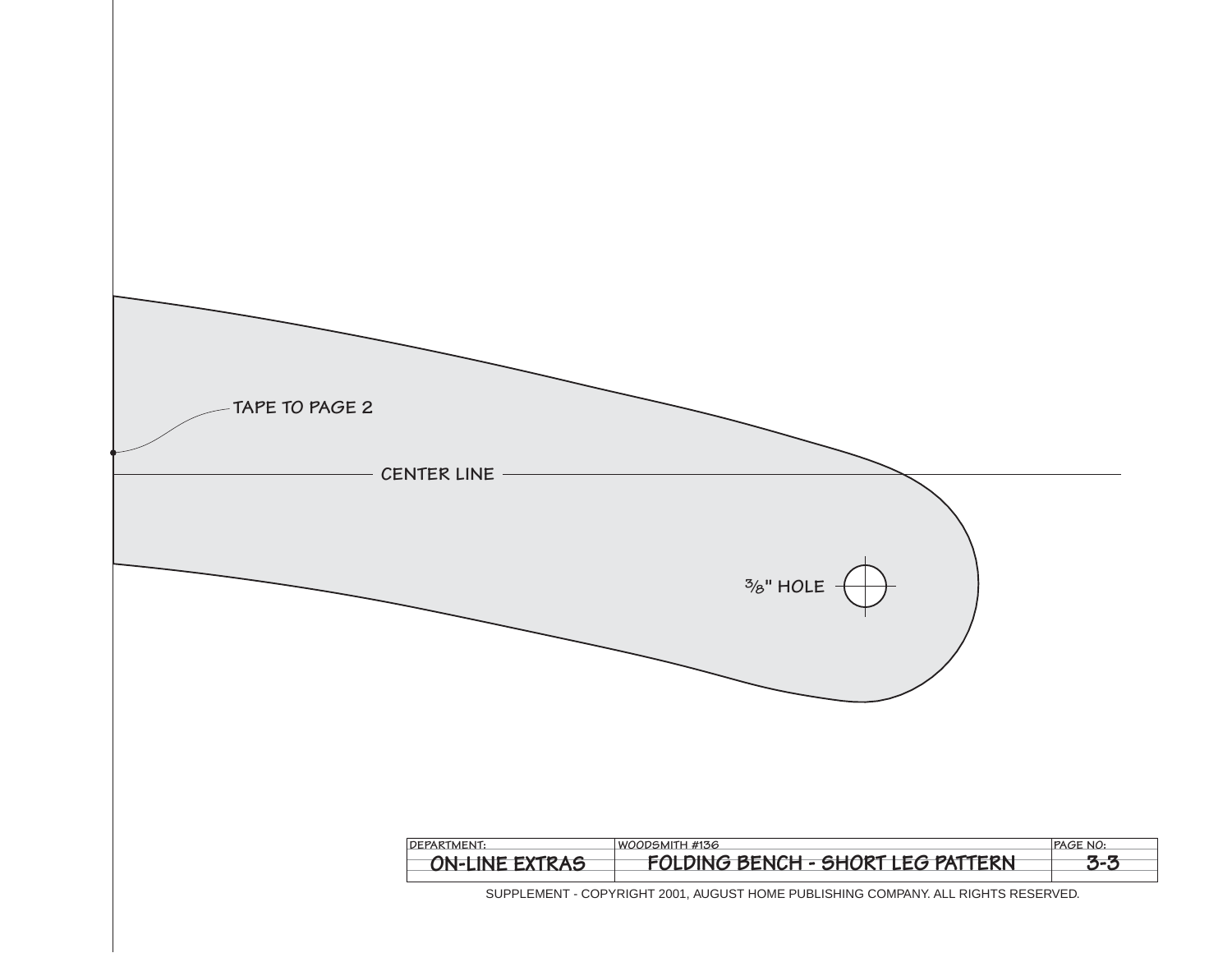TAPE TO PAGE 2

CENTER LINE

⅜" HOLE

| DEPARTMENT: | WOODSMITH #136 | PAGE NO: |
| --- | --- | --- |
| ON-LINE EXTRAS | FOLDING BENCH - SHORT LEG PATTERN | 3-3 |

SUPPLEMENT - COPYRIGHT 2001, AUGUST HOME PUBLISHING COMPANY. ALL RIGHTS RESERVED.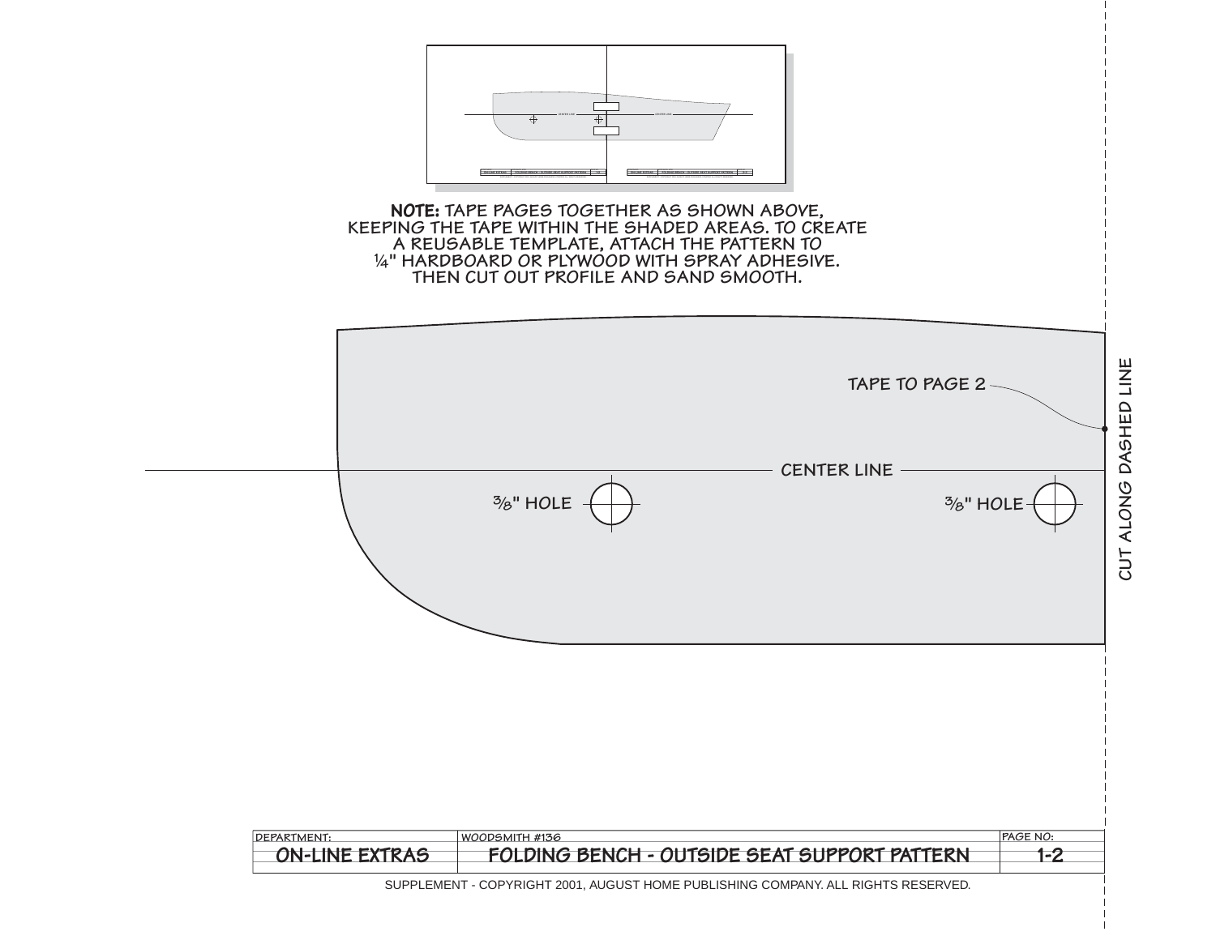**NOTE:** TAPE PAGES TOGETHER AS SHOWN ABOVE, KEEPING THE TAPE WITHIN THE SHADED AREAS. TO CREATE A REUSABLE TEMPLATE, ATTACH THE PATTERN TO ¼" HARDBOARD OR PLYWOOD WITH SPRAY ADHESIVE. THEN CUT OUT PROFILE AND SAND SMOOTH.

TAPE TO PAGE 2

CENTER LINE

⅜" HOLE

⅜" HOLE

CUT ALONG DASHED LINE

| DEPARTMENT: | WOODSMITH #136 | PAGE NO: |
|---|---|---|
| ON-LINE EXTRAS | FOLDING BENCH - OUTSIDE SEAT SUPPORT PATTERN | 1-2 |

SUPPLEMENT - COPYRIGHT 2001, AUGUST HOME PUBLISHING COMPANY. ALL RIGHTS RESERVED.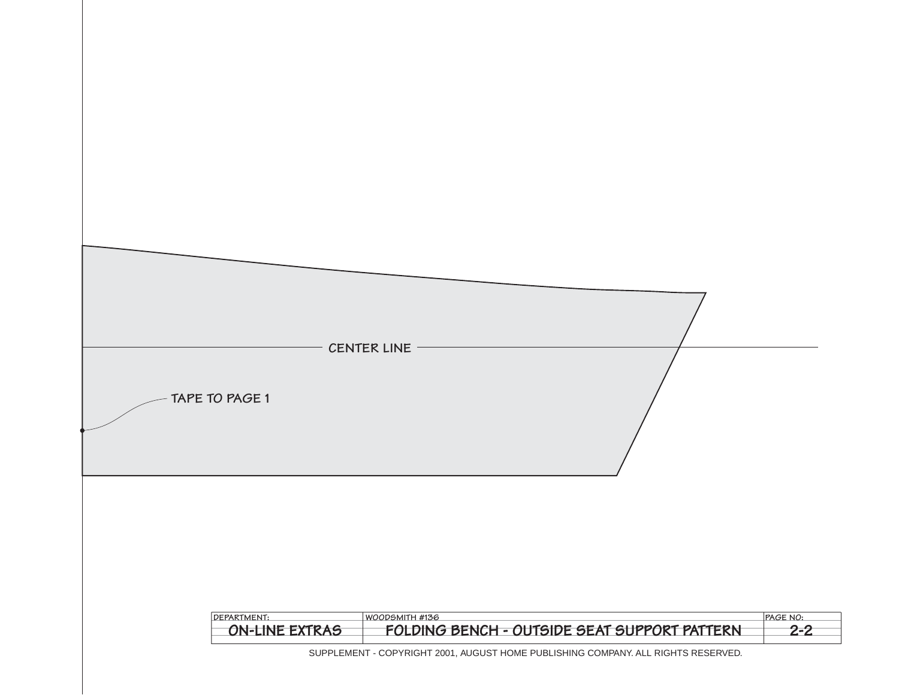CENTER LINE

TAPE TO PAGE 1

| DEPARTMENT: | WOODSMITH #136 | PAGE NO: |
| --- | --- | --- |
| ON-LINE EXTRAS | FOLDING BENCH - OUTSIDE SEAT SUPPORT PATTERN | 2-2 |

SUPPLEMENT - COPYRIGHT 2001, AUGUST HOME PUBLISHING COMPANY. ALL RIGHTS RESERVED.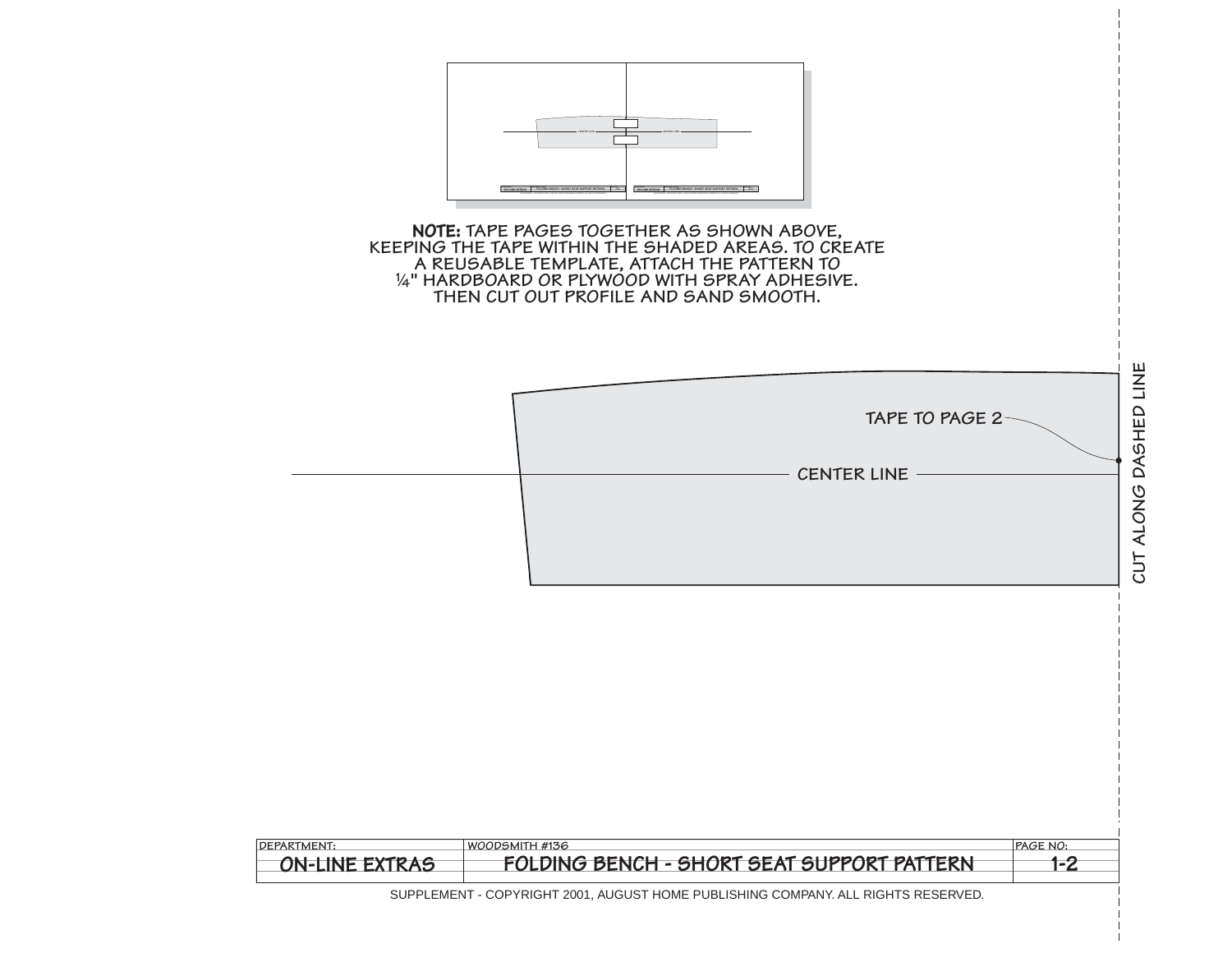**NOTE:** TAPE PAGES TOGETHER AS SHOWN ABOVE, KEEPING THE TAPE WITHIN THE SHADED AREAS. TO CREATE A REUSABLE TEMPLATE, ATTACH THE PATTERN TO ¼" HARDBOARD OR PLYWOOD WITH SPRAY ADHESIVE. THEN CUT OUT PROFILE AND SAND SMOOTH.

TAPE TO PAGE 2

CENTER LINE

CUT ALONG DASHED LINE

| DEPARTMENT: | WOODSMITH #136 | PAGE NO: |
| --- | --- | --- |
| **ON-LINE EXTRAS** | **FOLDING BENCH - SHORT SEAT SUPPORT PATTERN** | **1-2** |

SUPPLEMENT - COPYRIGHT 2001, AUGUST HOME PUBLISHING COMPANY. ALL RIGHTS RESERVED.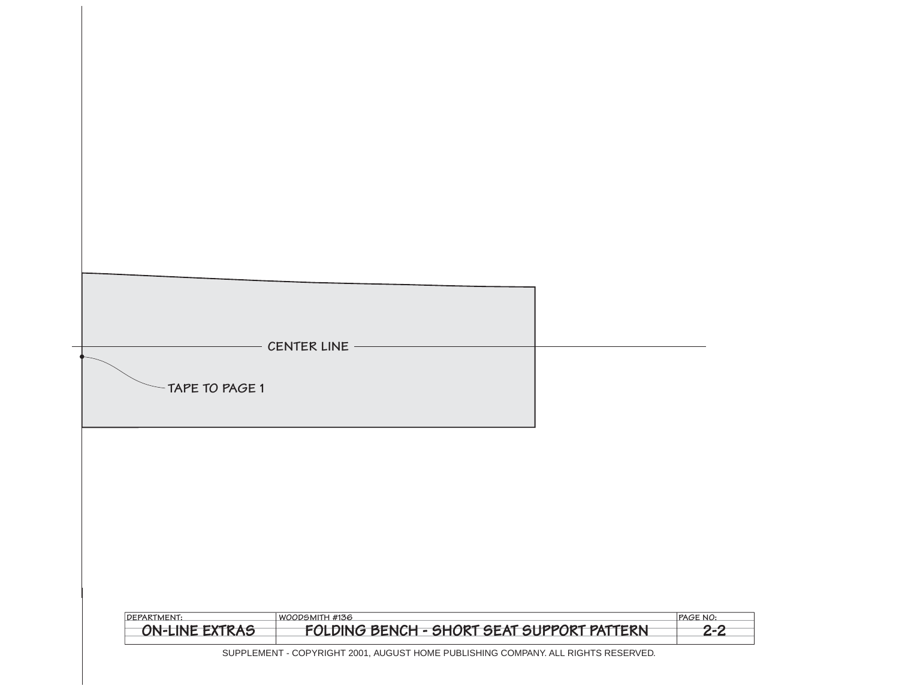CENTER LINE

TAPE TO PAGE 1

| DEPARTMENT: | WOODSMITH #136 | PAGE NO: |
| --- | --- | --- |
| ON-LINE EXTRAS | FOLDING BENCH - SHORT SEAT SUPPORT PATTERN | 2-2 |

SUPPLEMENT - COPYRIGHT 2001, AUGUST HOME PUBLISHING COMPANY. ALL RIGHTS RESERVED.